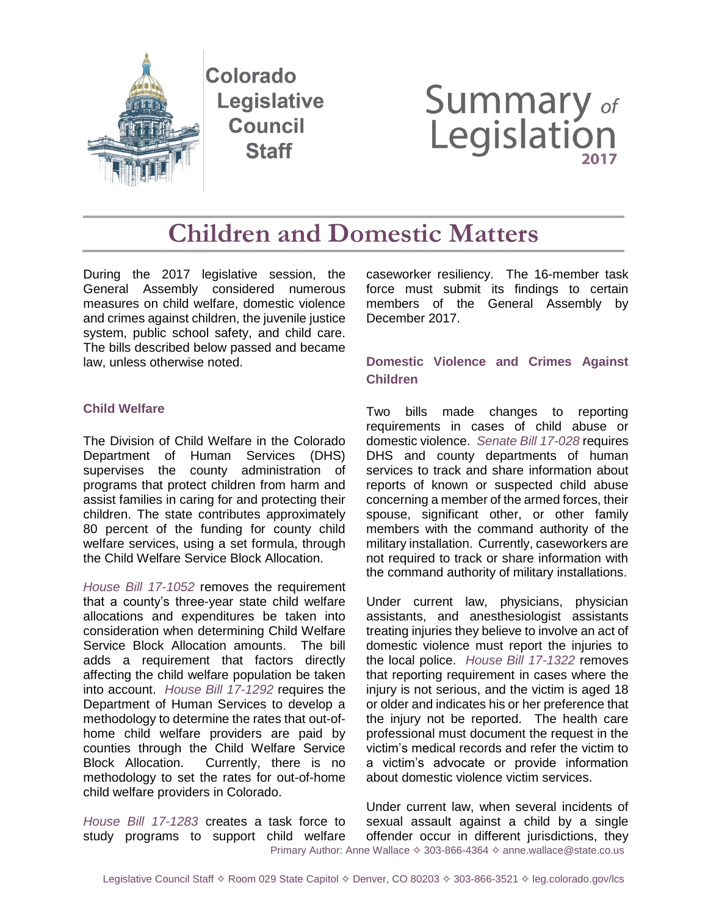Colorado Legislative Council Staff

# Summary of Legislation 2017

# Children and Domestic Matters

During the 2017 legislative session, the General Assembly considered numerous measures on child welfare, domestic violence and crimes against children, the juvenile justice system, public school safety, and child care. The bills described below passed and became law, unless otherwise noted.

## Child Welfare

The Division of Child Welfare in the Colorado Department of Human Services (DHS) supervises the county administration of programs that protect children from harm and assist families in caring for and protecting their children. The state contributes approximately 80 percent of the funding for county child welfare services, using a set formula, through the Child Welfare Service Block Allocation.

*House Bill 17-1052* removes the requirement that a county's three-year state child welfare allocations and expenditures be taken into consideration when determining Child Welfare Service Block Allocation amounts. The bill adds a requirement that factors directly affecting the child welfare population be taken into account. *House Bill 17-1292* requires the Department of Human Services to develop a methodology to determine the rates that out-of-home child welfare providers are paid by counties through the Child Welfare Service Block Allocation. Currently, there is no methodology to set the rates for out-of-home child welfare providers in Colorado.

*House Bill 17-1283* creates a task force to study programs to support child welfare caseworker resiliency. The 16-member task force must submit its findings to certain members of the General Assembly by December 2017.

## Domestic Violence and Crimes Against Children

Two bills made changes to reporting requirements in cases of child abuse or domestic violence. *Senate Bill 17-028* requires DHS and county departments of human services to track and share information about reports of known or suspected child abuse concerning a member of the armed forces, their spouse, significant other, or other family members with the command authority of the military installation. Currently, caseworkers are not required to track or share information with the command authority of military installations.

Under current law, physicians, physician assistants, and anesthesiologist assistants treating injuries they believe to involve an act of domestic violence must report the injuries to the local police. *House Bill 17-1322* removes that reporting requirement in cases where the injury is not serious, and the victim is aged 18 or older and indicates his or her preference that the injury not be reported. The health care professional must document the request in the victim's medical records and refer the victim to a victim's advocate or provide information about domestic violence victim services.

Under current law, when several incidents of sexual assault against a child by a single offender occur in different jurisdictions, they

Primary Author: Anne Wallace ✧ 303-866-4364 ✧ anne.wallace@state.co.us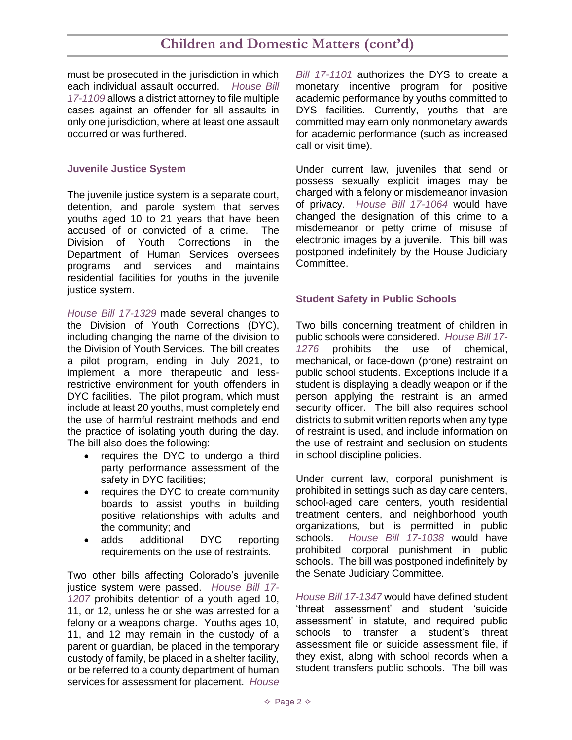must be prosecuted in the jurisdiction in which each individual assault occurred. *House Bill 17-1109* allows a district attorney to file multiple cases against an offender for all assaults in only one jurisdiction, where at least one assault occurred or was furthered.

### Juvenile Justice System

The juvenile justice system is a separate court, detention, and parole system that serves youths aged 10 to 21 years that have been accused of or convicted of a crime. The Division of Youth Corrections in the Department of Human Services oversees programs and services and maintains residential facilities for youths in the juvenile justice system.

*House Bill 17-1329* made several changes to the Division of Youth Corrections (DYC), including changing the name of the division to the Division of Youth Services. The bill creates a pilot program, ending in July 2021, to implement a more therapeutic and less-restrictive environment for youth offenders in DYC facilities. The pilot program, which must include at least 20 youths, must completely end the use of harmful restraint methods and end the practice of isolating youth during the day. The bill also does the following:

- requires the DYC to undergo a third party performance assessment of the safety in DYC facilities;
- requires the DYC to create community boards to assist youths in building positive relationships with adults and the community; and
- adds additional DYC reporting requirements on the use of restraints.

Two other bills affecting Colorado's juvenile justice system were passed. *House Bill 17-1207* prohibits detention of a youth aged 10, 11, or 12, unless he or she was arrested for a felony or a weapons charge. Youths ages 10, 11, and 12 may remain in the custody of a parent or guardian, be placed in the temporary custody of family, be placed in a shelter facility, or be referred to a county department of human services for assessment for placement. *House Bill 17-1101* authorizes the DYS to create a monetary incentive program for positive academic performance by youths committed to DYS facilities. Currently, youths that are committed may earn only nonmonetary awards for academic performance (such as increased call or visit time).

Under current law, juveniles that send or possess sexually explicit images may be charged with a felony or misdemeanor invasion of privacy. *House Bill 17-1064* would have changed the designation of this crime to a misdemeanor or petty crime of misuse of electronic images by a juvenile. This bill was postponed indefinitely by the House Judiciary Committee.

### Student Safety in Public Schools

Two bills concerning treatment of children in public schools were considered. *House Bill 17-1276* prohibits the use of chemical, mechanical, or face-down (prone) restraint on public school students. Exceptions include if a student is displaying a deadly weapon or if the person applying the restraint is an armed security officer. The bill also requires school districts to submit written reports when any type of restraint is used, and include information on the use of restraint and seclusion on students in school discipline policies.

Under current law, corporal punishment is prohibited in settings such as day care centers, school-aged care centers, youth residential treatment centers, and neighborhood youth organizations, but is permitted in public schools. *House Bill 17-1038* would have prohibited corporal punishment in public schools. The bill was postponed indefinitely by the Senate Judiciary Committee.

*House Bill 17-1347* would have defined student 'threat assessment' and student 'suicide assessment' in statute, and required public schools to transfer a student's threat assessment file or suicide assessment file, if they exist, along with school records when a student transfers public schools. The bill was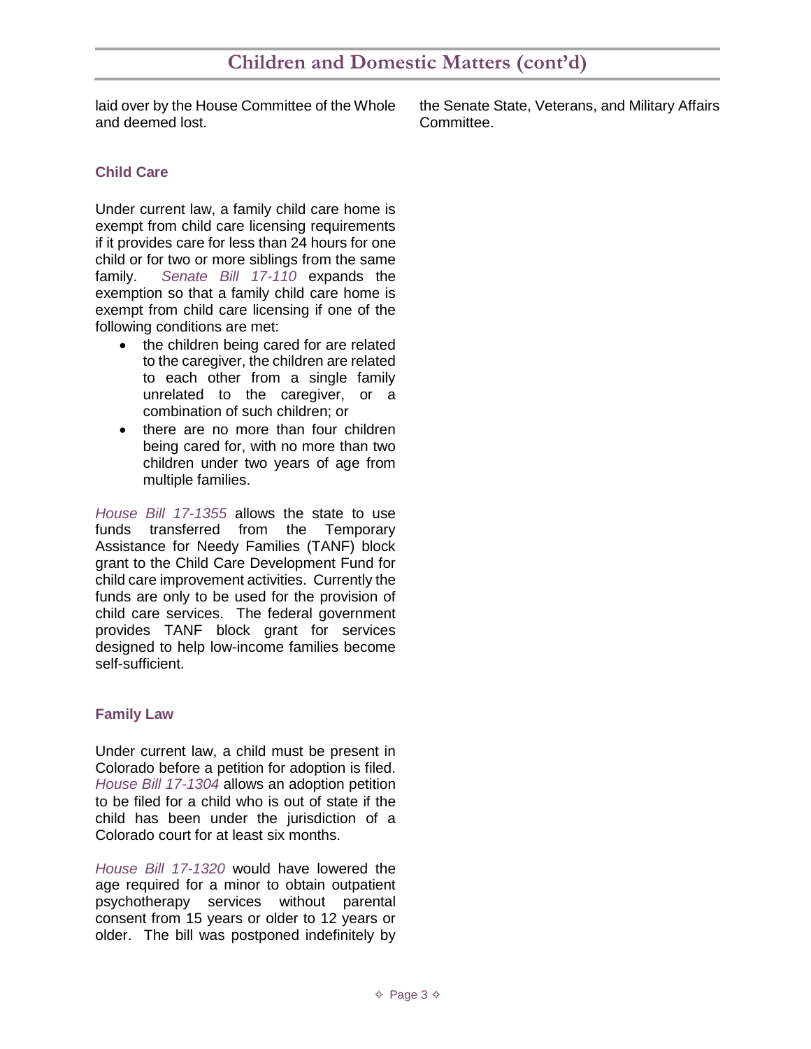laid over by the House Committee of the Whole and deemed lost.

### Child Care

Under current law, a family child care home is exempt from child care licensing requirements if it provides care for less than 24 hours for one child or for two or more siblings from the same family. *Senate Bill 17-110* expands the exemption so that a family child care home is exempt from child care licensing if one of the following conditions are met:

- the children being cared for are related to the caregiver, the children are related to each other from a single family unrelated to the caregiver, or a combination of such children; or
- there are no more than four children being cared for, with no more than two children under two years of age from multiple families.

*House Bill 17-1355* allows the state to use funds transferred from the Temporary Assistance for Needy Families (TANF) block grant to the Child Care Development Fund for child care improvement activities. Currently the funds are only to be used for the provision of child care services. The federal government provides TANF block grant for services designed to help low-income families become self-sufficient.

### Family Law

Under current law, a child must be present in Colorado before a petition for adoption is filed. *House Bill 17-1304* allows an adoption petition to be filed for a child who is out of state if the child has been under the jurisdiction of a Colorado court for at least six months.

*House Bill 17-1320* would have lowered the age required for a minor to obtain outpatient psychotherapy services without parental consent from 15 years or older to 12 years or older. The bill was postponed indefinitely by the Senate State, Veterans, and Military Affairs Committee.